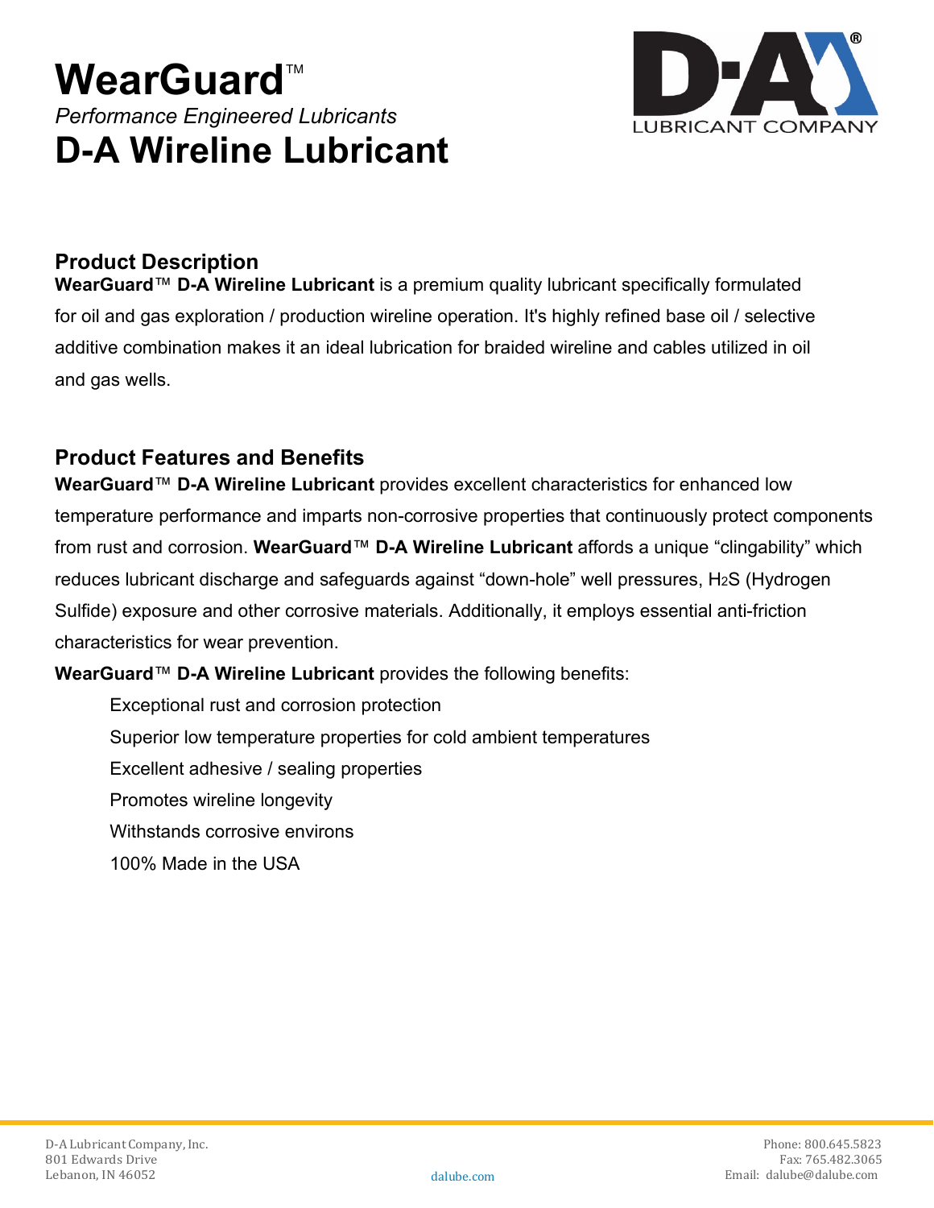# WearGuard™

*Performance Engineered Lubricants*

# D-A Wireline Lubricant

D-A LUBRICANT COMPANY

## Product Description

**WearGuard™ D-A Wireline Lubricant** is a premium quality lubricant specifically formulated for oil and gas exploration / production wireline operation. It's highly refined base oil / selective additive combination makes it an ideal lubrication for braided wireline and cables utilized in oil and gas wells.

## Product Features and Benefits

**WearGuard™ D-A Wireline Lubricant** provides excellent characteristics for enhanced low temperature performance and imparts non-corrosive properties that continuously protect components from rust and corrosion. **WearGuard™ D-A Wireline Lubricant** affords a unique "clingability" which reduces lubricant discharge and safeguards against "down-hole" well pressures, $H_2S$ (Hydrogen Sulfide) exposure and other corrosive materials. Additionally, it employs essential anti-friction characteristics for wear prevention.

**WearGuard™ D-A Wireline Lubricant** provides the following benefits:

- Exceptional rust and corrosion protection
- Superior low temperature properties for cold ambient temperatures
- Excellent adhesive / sealing properties
- Promotes wireline longevity
- Withstands corrosive environs
- 100% Made in the USA

D-A Lubricant Company, Inc.
801 Edwards Drive
Lebanon, IN 46052

dalube.com

Phone: 800.645.5823
Fax: 765.482.3065
Email: dalube@dalube.com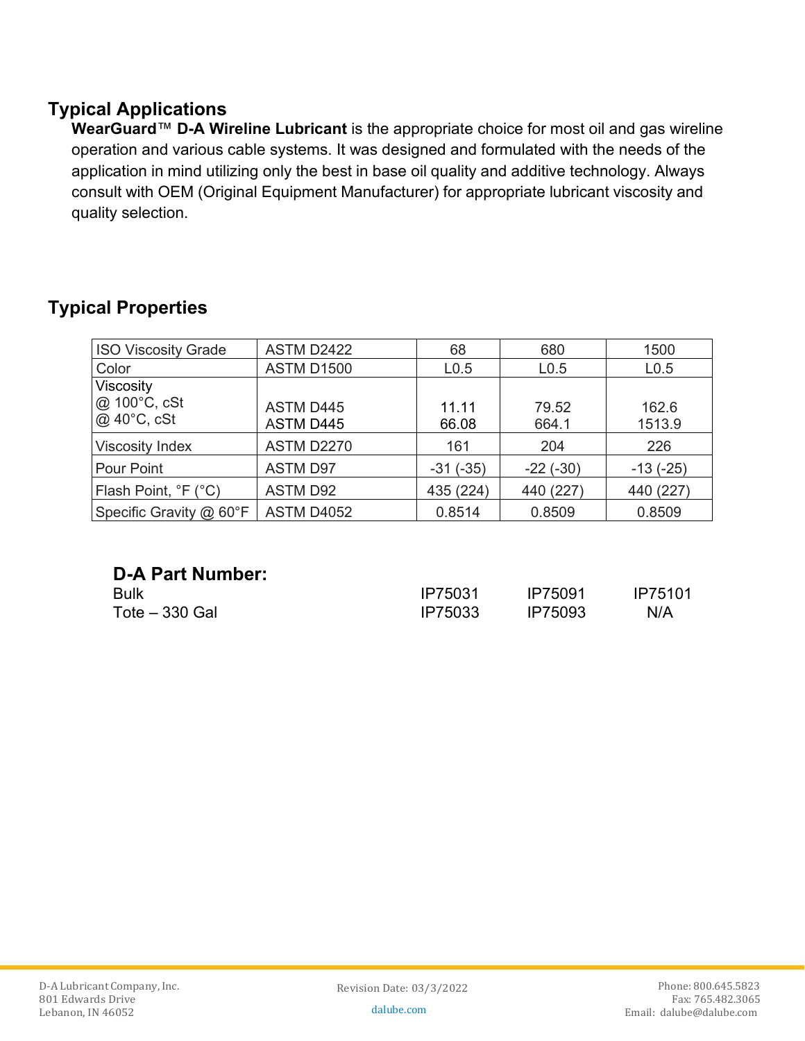## Typical Applications

**WearGuard™ D-A Wireline Lubricant** is the appropriate choice for most oil and gas wireline operation and various cable systems. It was designed and formulated with the needs of the application in mind utilizing only the best in base oil quality and additive technology. Always consult with OEM (Original Equipment Manufacturer) for appropriate lubricant viscosity and quality selection.

## Typical Properties

| | | | | |
|---|---|---|---|---|
| ISO Viscosity Grade | ASTM D2422 | 68 | 680 | 1500 |
| Color | ASTM D1500 | L0.5 | L0.5 | L0.5 |
| Viscosity<br>@ 100°C, cSt<br>@ 40°C, cSt | <br>ASTM D445<br>ASTM D445 | <br>11.11<br>66.08 | <br>79.52<br>664.1 | <br>162.6<br>1513.9 |
| Viscosity Index | ASTM D2270 | 161 | 204 | 226 |
| Pour Point | ASTM D97 | -31 (-35) | -22 (-30) | -13 (-25) |
| Flash Point, °F (°C) | ASTM D92 | 435 (224) | 440 (227) | 440 (227) |
| Specific Gravity @ 60°F | ASTM D4052 | 0.8514 | 0.8509 | 0.8509 |

### D-A Part Number:

| | | | |
|---|---|---|---|
| Bulk | IP75031 | IP75091 | IP75101 |
| Tote – 330 Gal | IP75033 | IP75093 | N/A |

D-A Lubricant Company, Inc.
801 Edwards Drive
Lebanon, IN 46052

Revision Date: 03/3/2022

dalube.com

Phone: 800.645.5823
Fax: 765.482.3065
Email: dalube@dalube.com